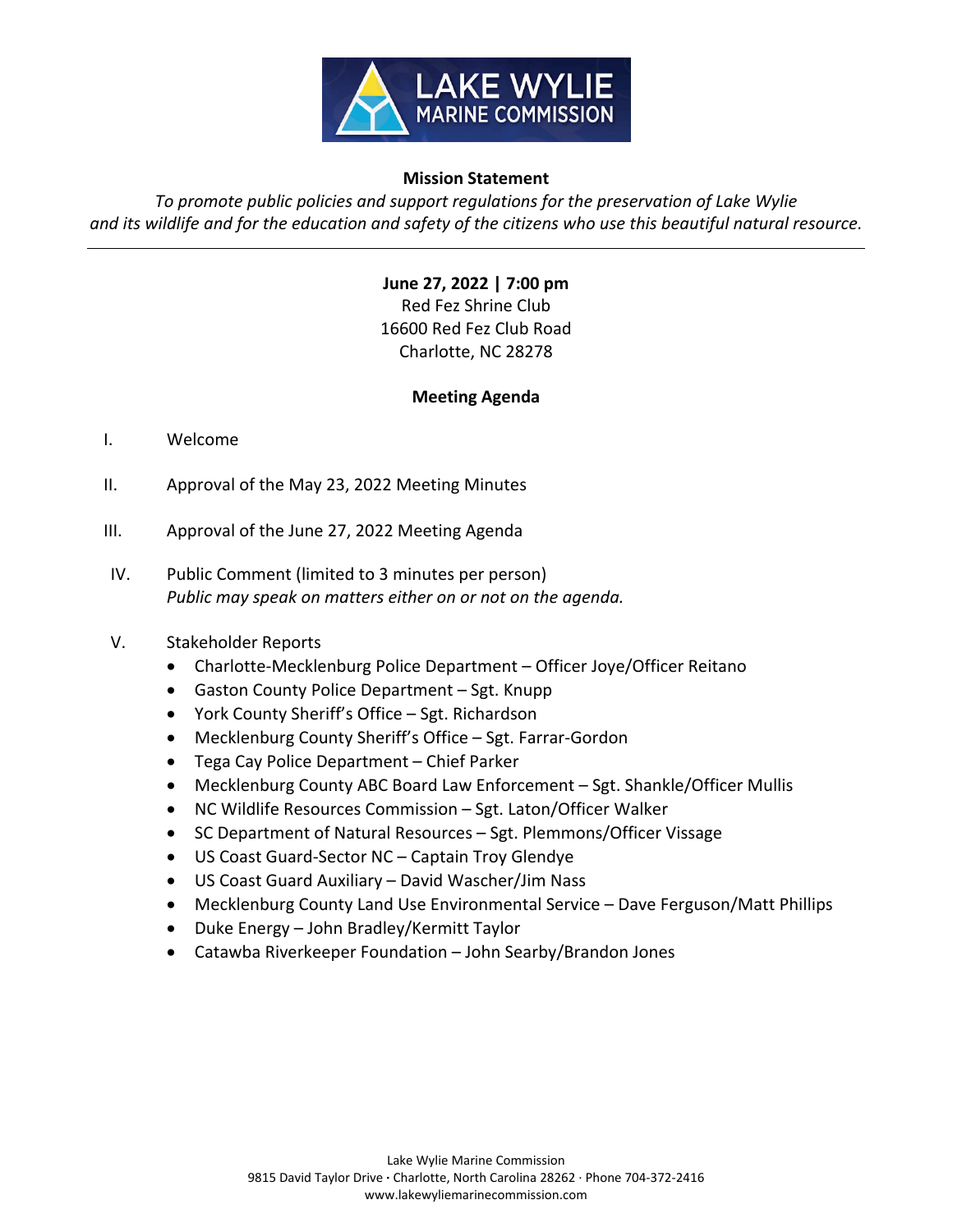# LAKE WYLIE MARINE COMMISSION

**Mission Statement**

*To promote public policies and support regulations for the preservation of Lake Wylie and its wildlife and for the education and safety of the citizens who use this beautiful natural resource.*

---

**June 27, 2022 | 7:00 pm**
Red Fez Shrine Club
16600 Red Fez Club Road
Charlotte, NC 28278

## Meeting Agenda

I. Welcome

II. Approval of the May 23, 2022 Meeting Minutes

III. Approval of the June 27, 2022 Meeting Agenda

IV. Public Comment (limited to 3 minutes per person)
*Public may speak on matters either on or not on the agenda.*

V. Stakeholder Reports
- Charlotte-Mecklenburg Police Department – Officer Joye/Officer Reitano
- Gaston County Police Department – Sgt. Knupp
- York County Sheriff's Office – Sgt. Richardson
- Mecklenburg County Sheriff's Office – Sgt. Farrar-Gordon
- Tega Cay Police Department – Chief Parker
- Mecklenburg County ABC Board Law Enforcement – Sgt. Shankle/Officer Mullis
- NC Wildlife Resources Commission – Sgt. Laton/Officer Walker
- SC Department of Natural Resources – Sgt. Plemmons/Officer Vissage
- US Coast Guard-Sector NC – Captain Troy Glendye
- US Coast Guard Auxiliary – David Wascher/Jim Nass
- Mecklenburg County Land Use Environmental Service – Dave Ferguson/Matt Phillips
- Duke Energy – John Bradley/Kermitt Taylor
- Catawba Riverkeeper Foundation – John Searby/Brandon Jones

Lake Wylie Marine Commission
9815 David Taylor Drive · Charlotte, North Carolina 28262 · Phone 704-372-2416
www.lakewyliemarinecommission.com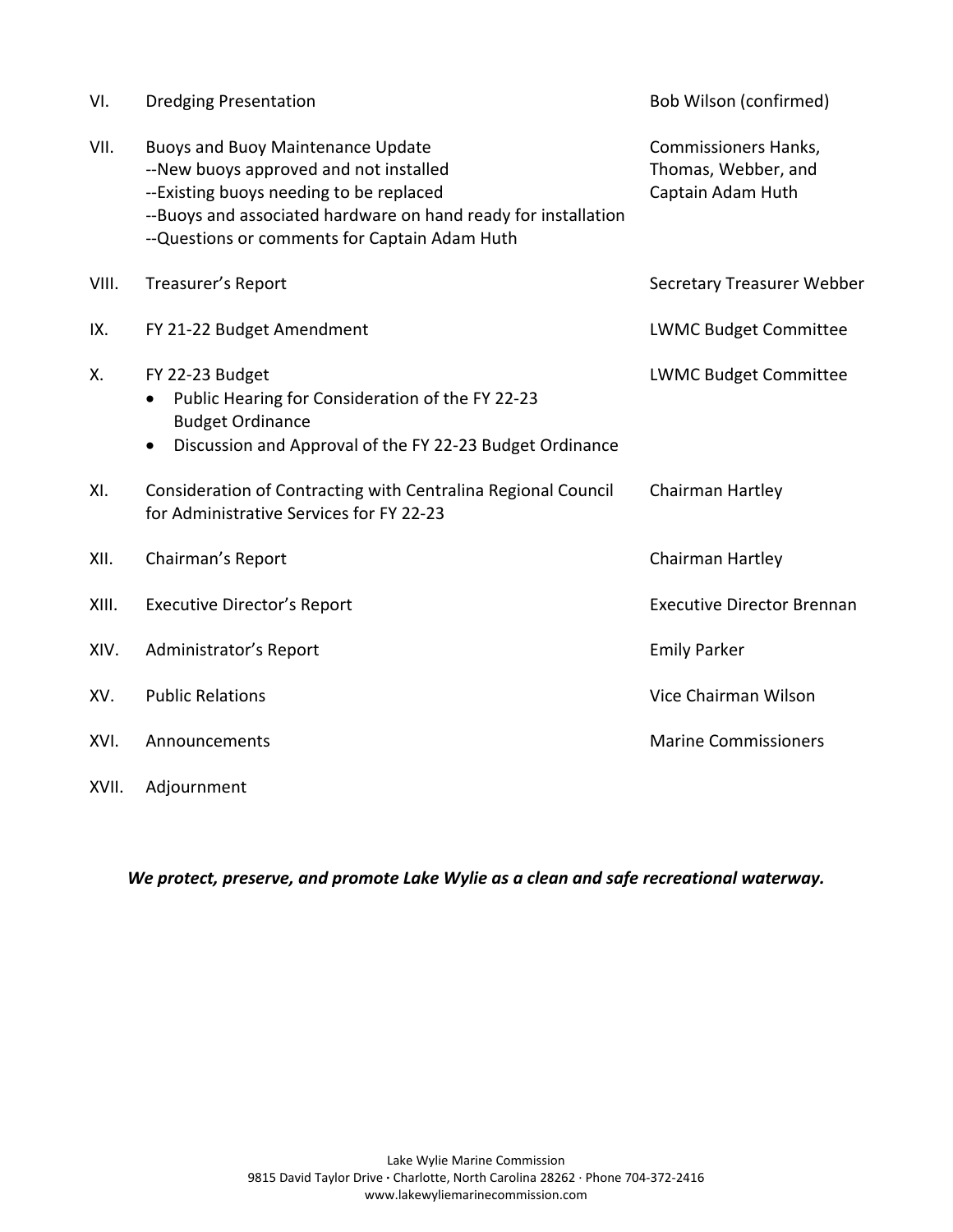| | | |
|---|---|---|
| VI. | Dredging Presentation | Bob Wilson (confirmed) |
| VII. | Buoys and Buoy Maintenance Update<br>--New buoys approved and not installed<br>--Existing buoys needing to be replaced<br>--Buoys and associated hardware on hand ready for installation<br>--Questions or comments for Captain Adam Huth | Commissioners Hanks, Thomas, Webber, and Captain Adam Huth |
| VIII. | Treasurer's Report | Secretary Treasurer Webber |
| IX. | FY 21-22 Budget Amendment | LWMC Budget Committee |
| X. | FY 22-23 Budget<br>• Public Hearing for Consideration of the FY 22-23 Budget Ordinance<br>• Discussion and Approval of the FY 22-23 Budget Ordinance | LWMC Budget Committee |
| XI. | Consideration of Contracting with Centralina Regional Council for Administrative Services for FY 22-23 | Chairman Hartley |
| XII. | Chairman's Report | Chairman Hartley |
| XIII. | Executive Director's Report | Executive Director Brennan |
| XIV. | Administrator's Report | Emily Parker |
| XV. | Public Relations | Vice Chairman Wilson |
| XVI. | Announcements | Marine Commissioners |
| XVII. | Adjournment | |

***We protect, preserve, and promote Lake Wylie as a clean and safe recreational waterway.***

Lake Wylie Marine Commission
9815 David Taylor Drive · Charlotte, North Carolina 28262 · Phone 704-372-2416
www.lakewyliemarinecommission.com